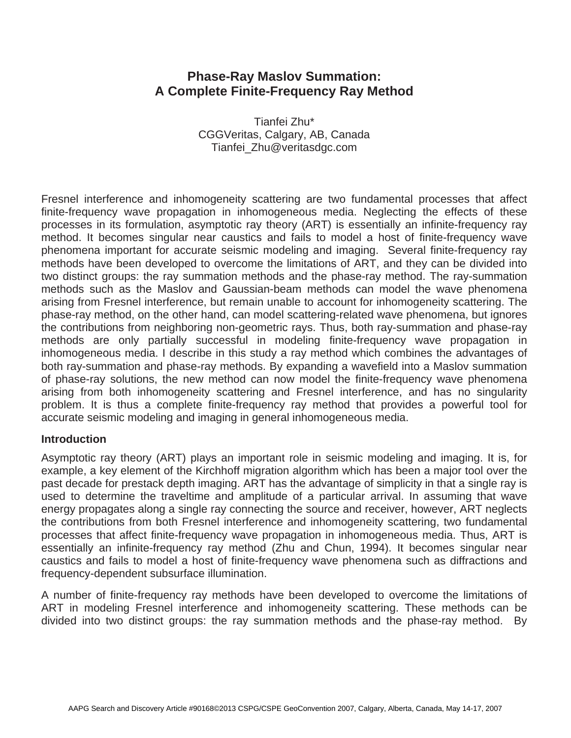# Phase-Ray Maslov Summation:
# A Complete Finite-Frequency Ray Method

Tianfei Zhu*
CGGVeritas, Calgary, AB, Canada
Tianfei_Zhu@veritasdgc.com

Fresnel interference and inhomogeneity scattering are two fundamental processes that affect finite-frequency wave propagation in inhomogeneous media. Neglecting the effects of these processes in its formulation, asymptotic ray theory (ART) is essentially an infinite-frequency ray method. It becomes singular near caustics and fails to model a host of finite-frequency wave phenomena important for accurate seismic modeling and imaging. Several finite-frequency ray methods have been developed to overcome the limitations of ART, and they can be divided into two distinct groups: the ray summation methods and the phase-ray method. The ray-summation methods such as the Maslov and Gaussian-beam methods can model the wave phenomena arising from Fresnel interference, but remain unable to account for inhomogeneity scattering. The phase-ray method, on the other hand, can model scattering-related wave phenomena, but ignores the contributions from neighboring non-geometric rays. Thus, both ray-summation and phase-ray methods are only partially successful in modeling finite-frequency wave propagation in inhomogeneous media. I describe in this study a ray method which combines the advantages of both ray-summation and phase-ray methods. By expanding a wavefield into a Maslov summation of phase-ray solutions, the new method can now model the finite-frequency wave phenomena arising from both inhomogeneity scattering and Fresnel interference, and has no singularity problem. It is thus a complete finite-frequency ray method that provides a powerful tool for accurate seismic modeling and imaging in general inhomogeneous media.

## Introduction

Asymptotic ray theory (ART) plays an important role in seismic modeling and imaging. It is, for example, a key element of the Kirchhoff migration algorithm which has been a major tool over the past decade for prestack depth imaging. ART has the advantage of simplicity in that a single ray is used to determine the traveltime and amplitude of a particular arrival. In assuming that wave energy propagates along a single ray connecting the source and receiver, however, ART neglects the contributions from both Fresnel interference and inhomogeneity scattering, two fundamental processes that affect finite-frequency wave propagation in inhomogeneous media. Thus, ART is essentially an infinite-frequency ray method (Zhu and Chun, 1994). It becomes singular near caustics and fails to model a host of finite-frequency wave phenomena such as diffractions and frequency-dependent subsurface illumination.

A number of finite-frequency ray methods have been developed to overcome the limitations of ART in modeling Fresnel interference and inhomogeneity scattering. These methods can be divided into two distinct groups: the ray summation methods and the phase-ray method. By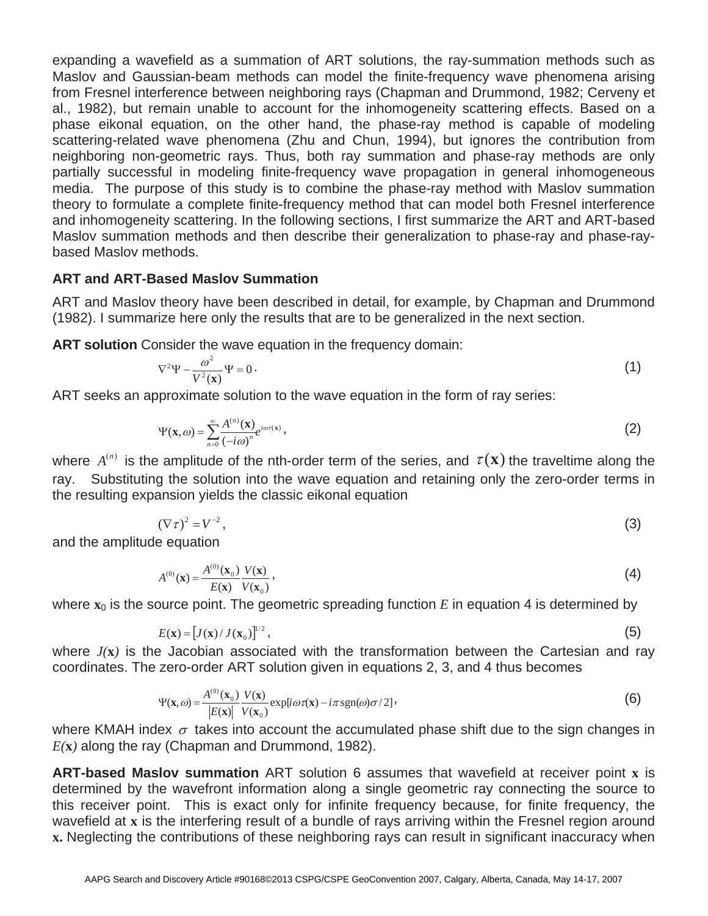expanding a wavefield as a summation of ART solutions, the ray-summation methods such as Maslov and Gaussian-beam methods can model the finite-frequency wave phenomena arising from Fresnel interference between neighboring rays (Chapman and Drummond, 1982; Cerveny et al., 1982), but remain unable to account for the inhomogeneity scattering effects. Based on a phase eikonal equation, on the other hand, the phase-ray method is capable of modeling scattering-related wave phenomena (Zhu and Chun, 1994), but ignores the contribution from neighboring non-geometric rays. Thus, both ray summation and phase-ray methods are only partially successful in modeling finite-frequency wave propagation in general inhomogeneous media. The purpose of this study is to combine the phase-ray method with Maslov summation theory to formulate a complete finite-frequency method that can model both Fresnel interference and inhomogeneity scattering. In the following sections, I first summarize the ART and ART-based Maslov summation methods and then describe their generalization to phase-ray and phase-ray-based Maslov methods.

### ART and ART-Based Maslov Summation

ART and Maslov theory have been described in detail, for example, by Chapman and Drummond (1982). I summarize here only the results that are to be generalized in the next section.

**ART solution** Consider the wave equation in the frequency domain:

$$\nabla^2 \Psi - \frac{\omega^2}{V^2(\mathbf{x})} \Psi = 0 \,. \tag{1}$$

ART seeks an approximate solution to the wave equation in the form of ray series:

$$\Psi(\mathbf{x}, \omega) = \sum_{n=0}^{\infty} \frac{A^{(n)}(\mathbf{x})}{(-i\omega)^n} e^{i\omega\tau(\mathbf{x})} \,, \tag{2}$$

where $A^{(n)}$ is the amplitude of the nth-order term of the series, and $\tau(\mathbf{x})$ the traveltime along the ray. Substituting the solution into the wave equation and retaining only the zero-order terms in the resulting expansion yields the classic eikonal equation

$$(\nabla \tau)^2 = V^{-2} \,, \tag{3}$$

and the amplitude equation

$$A^{(0)}(\mathbf{x}) = \frac{A^{(0)}(\mathbf{x}_0)}{E(\mathbf{x})} \frac{V(\mathbf{x})}{V(\mathbf{x}_0)} \,, \tag{4}$$

where $\mathbf{x}_0$ is the source point. The geometric spreading function $E$ in equation 4 is determined by

$$E(\mathbf{x}) = \left[ J(\mathbf{x}) / J(\mathbf{x}_0) \right]^{1/2} \,, \tag{5}$$

where $J(\mathbf{x})$ is the Jacobian associated with the transformation between the Cartesian and ray coordinates. The zero-order ART solution given in equations 2, 3, and 4 thus becomes

$$\Psi(\mathbf{x}, \omega) = \frac{A^{(0)}(\mathbf{x}_0)}{|E(\mathbf{x})|} \frac{V(\mathbf{x})}{V(\mathbf{x}_0)} \exp[i\omega\tau(\mathbf{x}) - i\pi \,\mathrm{sgn}(\omega)\sigma / 2] \,, \tag{6}$$

where KMAH index $\sigma$ takes into account the accumulated phase shift due to the sign changes in $E(\mathbf{x})$ along the ray (Chapman and Drummond, 1982).

**ART-based Maslov summation** ART solution 6 assumes that wavefield at receiver point $\mathbf{x}$ is determined by the wavefront information along a single geometric ray connecting the source to this receiver point. This is exact only for infinite frequency because, for finite frequency, the wavefield at $\mathbf{x}$ is the interfering result of a bundle of rays arriving within the Fresnel region around $\mathbf{x}$. Neglecting the contributions of these neighboring rays can result in significant inaccuracy when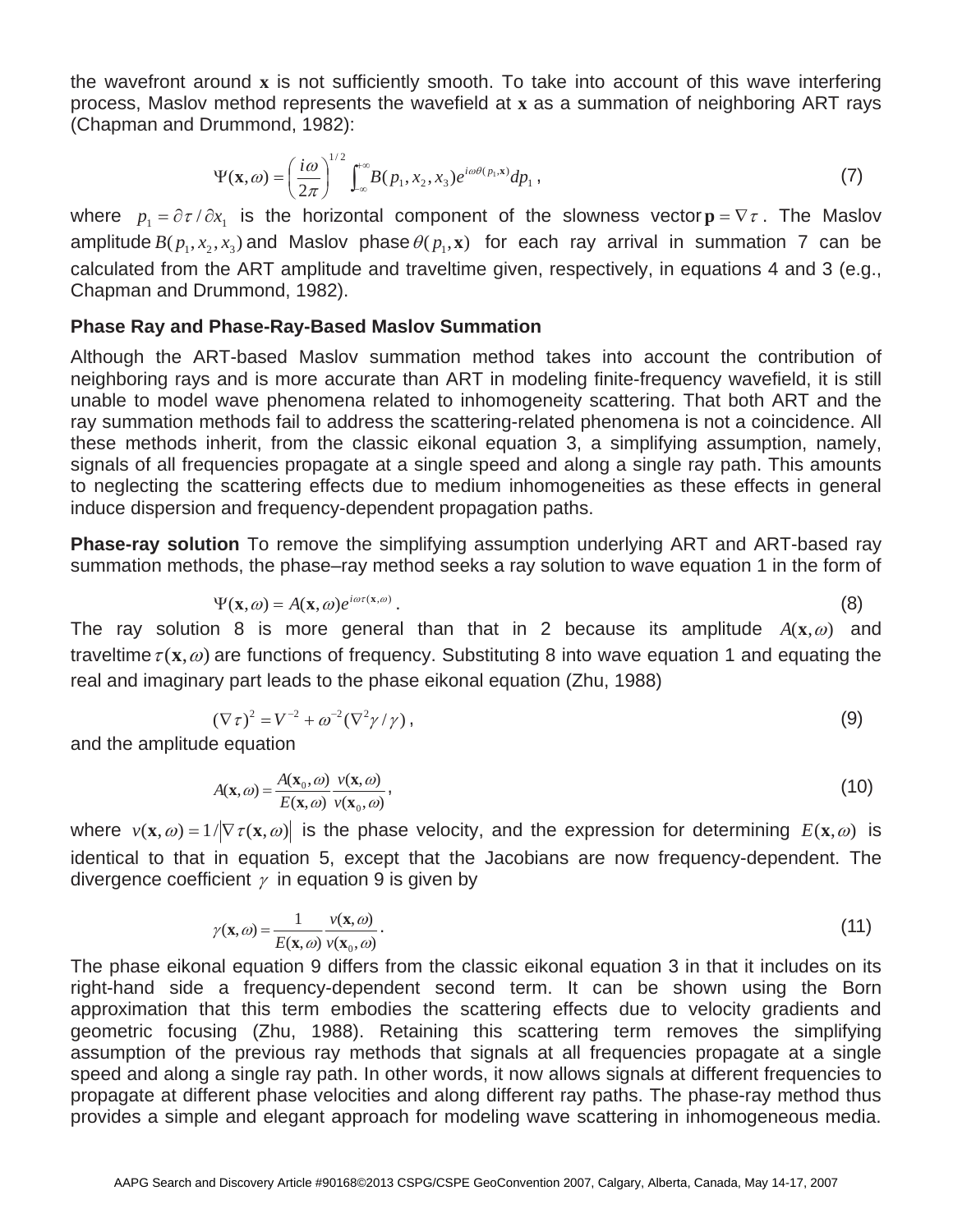the wavefront around $\mathbf{x}$ is not sufficiently smooth. To take into account of this wave interfering process, Maslov method represents the wavefield at $\mathbf{x}$ as a summation of neighboring ART rays (Chapman and Drummond, 1982):

$$\Psi(\mathbf{x},\omega) = \left(\frac{i\omega}{2\pi}\right)^{1/2} \int_{-\infty}^{+\infty} B(p_1, x_2, x_3) e^{i\omega\theta(p_1,\mathbf{x})} dp_1 \,, \tag{7}$$

where $p_1 = \partial\tau/\partial x_1$ is the horizontal component of the slowness vector $\mathbf{p} = \nabla\tau$. The Maslov amplitude $B(p_1, x_2, x_3)$ and Maslov phase $\theta(p_1, \mathbf{x})$ for each ray arrival in summation 7 can be calculated from the ART amplitude and traveltime given, respectively, in equations 4 and 3 (e.g., Chapman and Drummond, 1982).

### Phase Ray and Phase-Ray-Based Maslov Summation

Although the ART-based Maslov summation method takes into account the contribution of neighboring rays and is more accurate than ART in modeling finite-frequency wavefield, it is still unable to model wave phenomena related to inhomogeneity scattering. That both ART and the ray summation methods fail to address the scattering-related phenomena is not a coincidence. All these methods inherit, from the classic eikonal equation 3, a simplifying assumption, namely, signals of all frequencies propagate at a single speed and along a single ray path. This amounts to neglecting the scattering effects due to medium inhomogeneities as these effects in general induce dispersion and frequency-dependent propagation paths.

**Phase-ray solution** To remove the simplifying assumption underlying ART and ART-based ray summation methods, the phase–ray method seeks a ray solution to wave equation 1 in the form of

$$\Psi(\mathbf{x},\omega) = A(\mathbf{x},\omega) e^{i\omega\tau(\mathbf{x},\omega)} \,. \tag{8}$$

The ray solution 8 is more general than that in 2 because its amplitude $A(\mathbf{x},\omega)$ and traveltime $\tau(\mathbf{x},\omega)$ are functions of frequency. Substituting 8 into wave equation 1 and equating the real and imaginary part leads to the phase eikonal equation (Zhu, 1988)

$$(\nabla\tau)^2 = V^{-2} + \omega^{-2}(\nabla^2\gamma/\gamma) \,, \tag{9}$$

and the amplitude equation

$$A(\mathbf{x},\omega) = \frac{A(\mathbf{x}_0,\omega)}{E(\mathbf{x},\omega)} \frac{v(\mathbf{x},\omega)}{v(\mathbf{x}_0,\omega)} \,, \tag{10}$$

where $v(\mathbf{x},\omega) = 1/|\nabla\tau(\mathbf{x},\omega)|$ is the phase velocity, and the expression for determining $E(\mathbf{x},\omega)$ is identical to that in equation 5, except that the Jacobians are now frequency-dependent. The divergence coefficient $\gamma$ in equation 9 is given by

$$\gamma(\mathbf{x},\omega) = \frac{1}{E(\mathbf{x},\omega)} \frac{v(\mathbf{x},\omega)}{v(\mathbf{x}_0,\omega)} \,. \tag{11}$$

The phase eikonal equation 9 differs from the classic eikonal equation 3 in that it includes on its right-hand side a frequency-dependent second term. It can be shown using the Born approximation that this term embodies the scattering effects due to velocity gradients and geometric focusing (Zhu, 1988). Retaining this scattering term removes the simplifying assumption of the previous ray methods that signals at all frequencies propagate at a single speed and along a single ray path. In other words, it now allows signals at different frequencies to propagate at different phase velocities and along different ray paths. The phase-ray method thus provides a simple and elegant approach for modeling wave scattering in inhomogeneous media.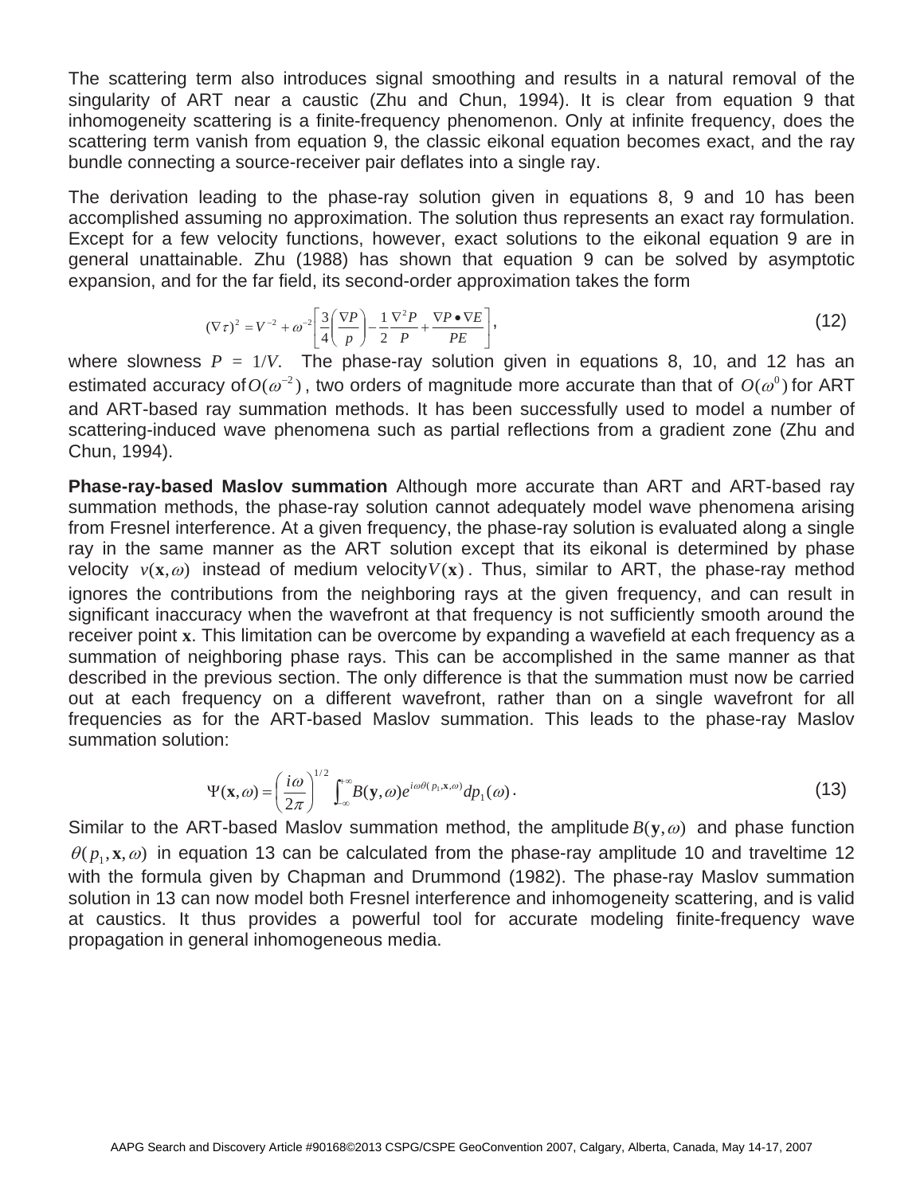The scattering term also introduces signal smoothing and results in a natural removal of the singularity of ART near a caustic (Zhu and Chun, 1994). It is clear from equation 9 that inhomogeneity scattering is a finite-frequency phenomenon. Only at infinite frequency, does the scattering term vanish from equation 9, the classic eikonal equation becomes exact, and the ray bundle connecting a source-receiver pair deflates into a single ray.

The derivation leading to the phase-ray solution given in equations 8, 9 and 10 has been accomplished assuming no approximation. The solution thus represents an exact ray formulation. Except for a few velocity functions, however, exact solutions to the eikonal equation 9 are in general unattainable. Zhu (1988) has shown that equation 9 can be solved by asymptotic expansion, and for the far field, its second-order approximation takes the form

$$(\nabla \tau)^2 = V^{-2} + \omega^{-2}\left[\frac{3}{4}\left(\frac{\nabla P}{p}\right) - \frac{1}{2}\frac{\nabla^2 P}{P} + \frac{\nabla P \bullet \nabla E}{PE}\right], \tag{12}$$

where slowness $P = 1/V$. The phase-ray solution given in equations 8, 10, and 12 has an estimated accuracy of $O(\omega^{-2})$, two orders of magnitude more accurate than that of $O(\omega^{0})$ for ART and ART-based ray summation methods. It has been successfully used to model a number of scattering-induced wave phenomena such as partial reflections from a gradient zone (Zhu and Chun, 1994).

**Phase-ray-based Maslov summation** Although more accurate than ART and ART-based ray summation methods, the phase-ray solution cannot adequately model wave phenomena arising from Fresnel interference. At a given frequency, the phase-ray solution is evaluated along a single ray in the same manner as the ART solution except that its eikonal is determined by phase velocity $v(\mathbf{x},\omega)$ instead of medium velocity $V(\mathbf{x})$. Thus, similar to ART, the phase-ray method ignores the contributions from the neighboring rays at the given frequency, and can result in significant inaccuracy when the wavefront at that frequency is not sufficiently smooth around the receiver point $\mathbf{x}$. This limitation can be overcome by expanding a wavefield at each frequency as a summation of neighboring phase rays. This can be accomplished in the same manner as that described in the previous section. The only difference is that the summation must now be carried out at each frequency on a different wavefront, rather than on a single wavefront for all frequencies as for the ART-based Maslov summation. This leads to the phase-ray Maslov summation solution:

$$\Psi(\mathbf{x},\omega) = \left(\frac{i\omega}{2\pi}\right)^{1/2} \int_{-\infty}^{+\infty} B(\mathbf{y},\omega) e^{i\omega\theta(p_1,\mathbf{x},\omega)} dp_1(\omega). \tag{13}$$

Similar to the ART-based Maslov summation method, the amplitude $B(\mathbf{y},\omega)$ and phase function $\theta(p_1,\mathbf{x},\omega)$ in equation 13 can be calculated from the phase-ray amplitude 10 and traveltime 12 with the formula given by Chapman and Drummond (1982). The phase-ray Maslov summation solution in 13 can now model both Fresnel interference and inhomogeneity scattering, and is valid at caustics. It thus provides a powerful tool for accurate modeling finite-frequency wave propagation in general inhomogeneous media.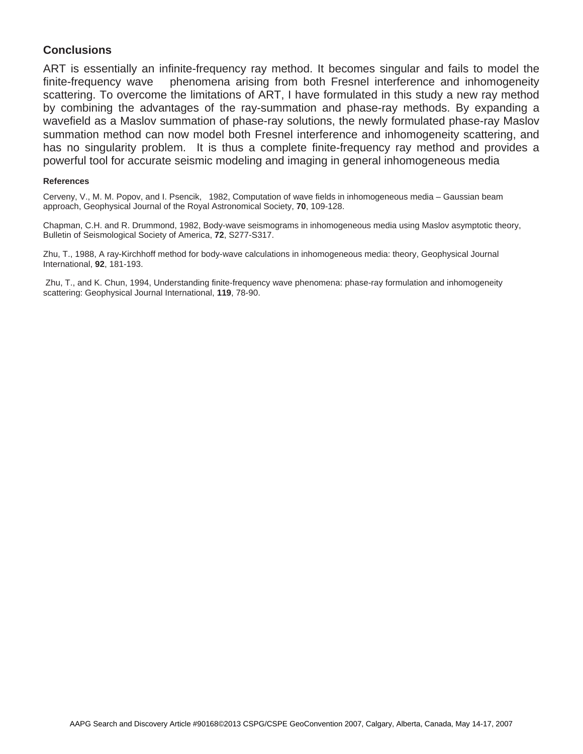## Conclusions

ART is essentially an infinite-frequency ray method. It becomes singular and fails to model the finite-frequency wave phenomena arising from both Fresnel interference and inhomogeneity scattering. To overcome the limitations of ART, I have formulated in this study a new ray method by combining the advantages of the ray-summation and phase-ray methods. By expanding a wavefield as a Maslov summation of phase-ray solutions, the newly formulated phase-ray Maslov summation method can now model both Fresnel interference and inhomogeneity scattering, and has no singularity problem. It is thus a complete finite-frequency ray method and provides a powerful tool for accurate seismic modeling and imaging in general inhomogeneous media

### References

Cerveny, V., M. M. Popov, and I. Psencik, 1982, Computation of wave fields in inhomogeneous media – Gaussian beam approach, Geophysical Journal of the Royal Astronomical Society, **70**, 109-128.

Chapman, C.H. and R. Drummond, 1982, Body-wave seismograms in inhomogeneous media using Maslov asymptotic theory, Bulletin of Seismological Society of America, **72**, S277-S317.

Zhu, T., 1988, A ray-Kirchhoff method for body-wave calculations in inhomogeneous media: theory, Geophysical Journal International, **92**, 181-193.

Zhu, T., and K. Chun, 1994, Understanding finite-frequency wave phenomena: phase-ray formulation and inhomogeneity scattering: Geophysical Journal International, **119**, 78-90.